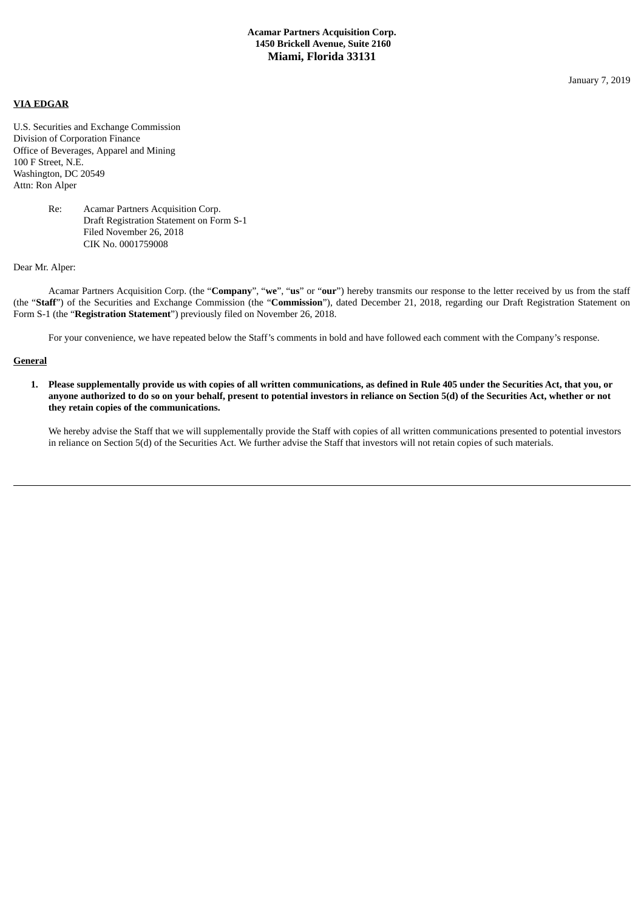**Acamar Partners Acquisition Corp.**
**1450 Brickell Avenue, Suite 2160**
**Miami, Florida 33131**

January 7, 2019

**VIA EDGAR**

U.S. Securities and Exchange Commission
Division of Corporation Finance
Office of Beverages, Apparel and Mining
100 F Street, N.E.
Washington, DC 20549
Attn: Ron Alper

Re: Acamar Partners Acquisition Corp.
Draft Registration Statement on Form S-1
Filed November 26, 2018
CIK No. 0001759008

Dear Mr. Alper:

Acamar Partners Acquisition Corp. (the "**Company**", "**we**", "**us**" or "**our**") hereby transmits our response to the letter received by us from the staff (the "**Staff**") of the Securities and Exchange Commission (the "**Commission**"), dated December 21, 2018, regarding our Draft Registration Statement on Form S-1 (the "**Registration Statement**") previously filed on November 26, 2018.

For your convenience, we have repeated below the Staff's comments in bold and have followed each comment with the Company's response.

**General**

1. **Please supplementally provide us with copies of all written communications, as defined in Rule 405 under the Securities Act, that you, or anyone authorized to do so on your behalf, present to potential investors in reliance on Section 5(d) of the Securities Act, whether or not they retain copies of the communications.**

   We hereby advise the Staff that we will supplementally provide the Staff with copies of all written communications presented to potential investors in reliance on Section 5(d) of the Securities Act. We further advise the Staff that investors will not retain copies of such materials.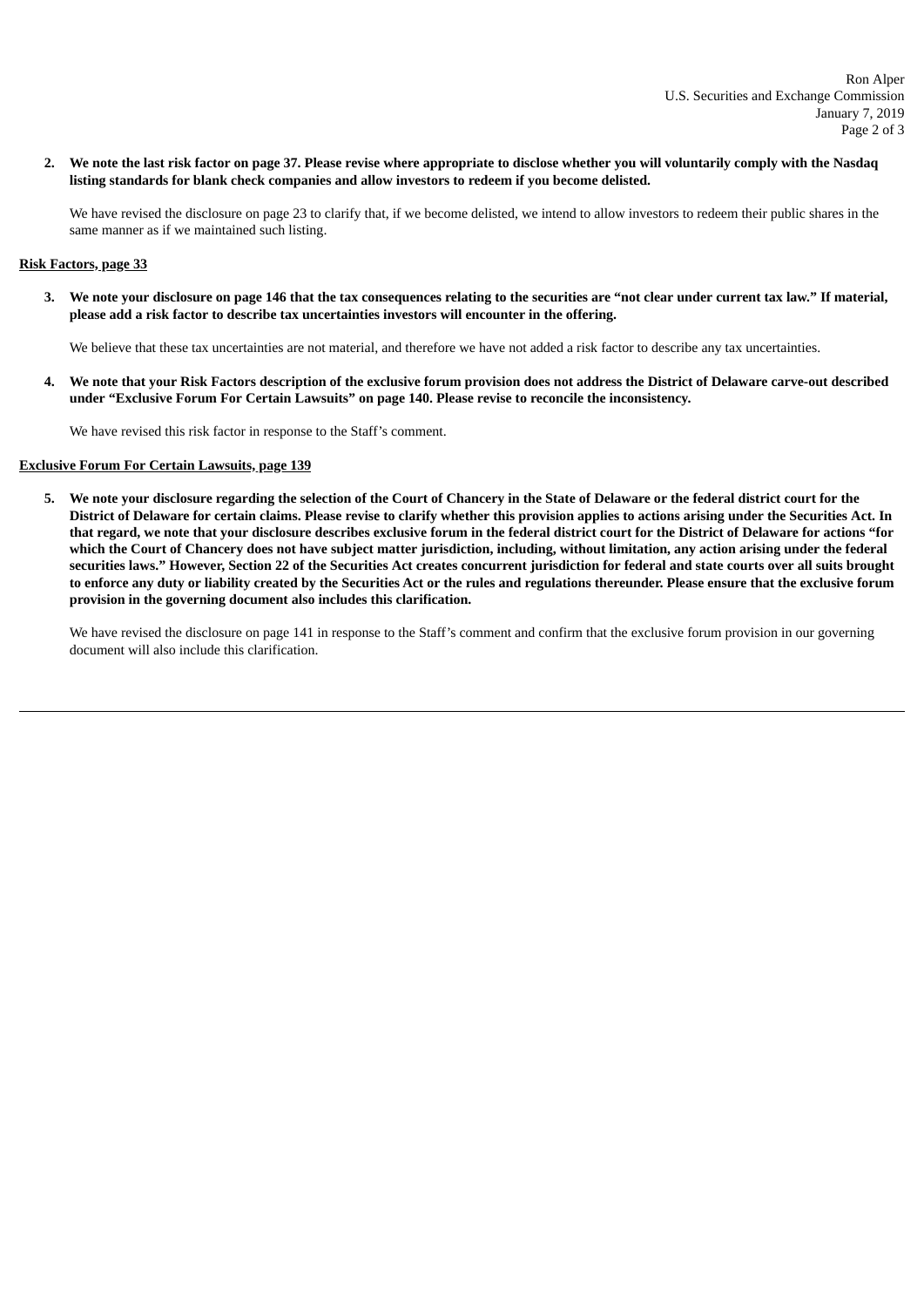**2. We note the last risk factor on page 37. Please revise where appropriate to disclose whether you will voluntarily comply with the Nasdaq listing standards for blank check companies and allow investors to redeem if you become delisted.**

We have revised the disclosure on page 23 to clarify that, if we become delisted, we intend to allow investors to redeem their public shares in the same manner as if we maintained such listing.

**Risk Factors, page 33**

**3. We note your disclosure on page 146 that the tax consequences relating to the securities are "not clear under current tax law." If material, please add a risk factor to describe tax uncertainties investors will encounter in the offering.**

We believe that these tax uncertainties are not material, and therefore we have not added a risk factor to describe any tax uncertainties.

**4. We note that your Risk Factors description of the exclusive forum provision does not address the District of Delaware carve-out described under "Exclusive Forum For Certain Lawsuits" on page 140. Please revise to reconcile the inconsistency.**

We have revised this risk factor in response to the Staff's comment.

**Exclusive Forum For Certain Lawsuits, page 139**

**5. We note your disclosure regarding the selection of the Court of Chancery in the State of Delaware or the federal district court for the District of Delaware for certain claims. Please revise to clarify whether this provision applies to actions arising under the Securities Act. In that regard, we note that your disclosure describes exclusive forum in the federal district court for the District of Delaware for actions "for which the Court of Chancery does not have subject matter jurisdiction, including, without limitation, any action arising under the federal securities laws." However, Section 22 of the Securities Act creates concurrent jurisdiction for federal and state courts over all suits brought to enforce any duty or liability created by the Securities Act or the rules and regulations thereunder. Please ensure that the exclusive forum provision in the governing document also includes this clarification.**

We have revised the disclosure on page 141 in response to the Staff's comment and confirm that the exclusive forum provision in our governing document will also include this clarification.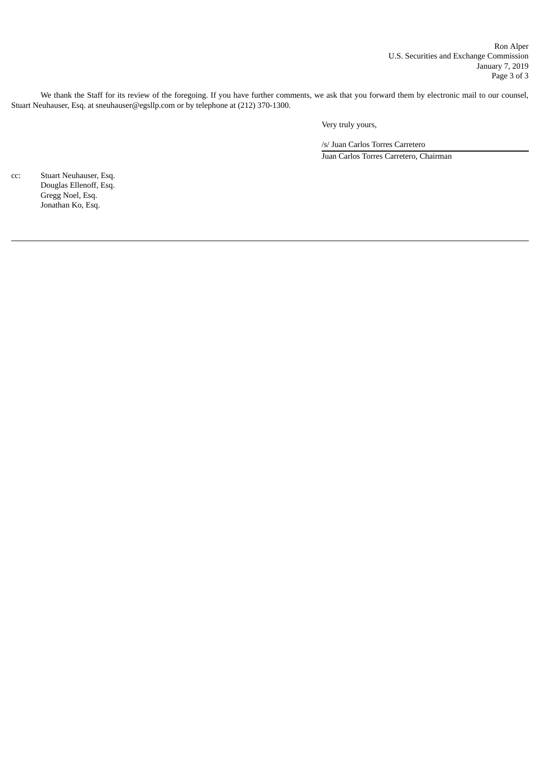We thank the Staff for its review of the foregoing. If you have further comments, we ask that you forward them by electronic mail to our counsel, Stuart Neuhauser, Esq. at sneuhauser@egsllp.com or by telephone at (212) 370-1300.

Very truly yours,

/s/ Juan Carlos Torres Carretero

Juan Carlos Torres Carretero, Chairman

cc: Stuart Neuhauser, Esq.
Douglas Ellenoff, Esq.
Gregg Noel, Esq.
Jonathan Ko, Esq.